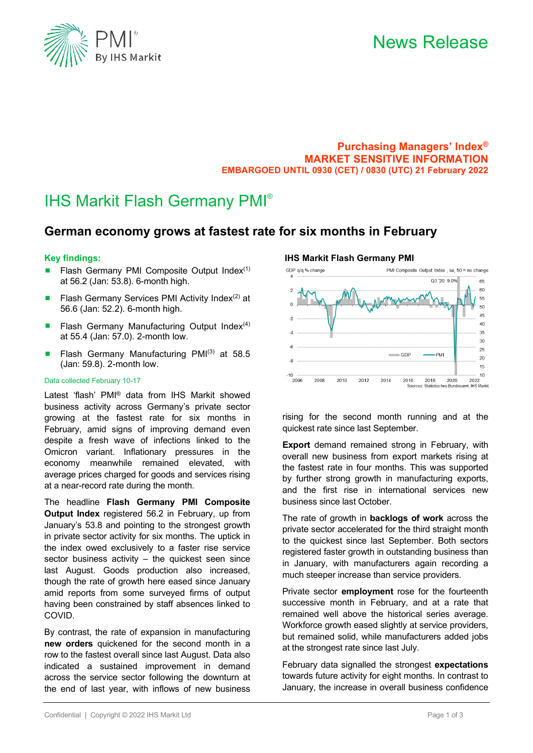News Release

**Purchasing Managers' Index®**
**MARKET SENSITIVE INFORMATION**
**EMBARGOED UNTIL 0930 (CET) / 0830 (UTC) 21 February 2022**

# IHS Markit Flash Germany PMI®

## German economy grows at fastest rate for six months in February

### Key findings:

- Flash Germany PMI Composite Output Index(1) at 56.2 (Jan: 53.8). 6-month high.
- Flash Germany Services PMI Activity Index(2) at 56.6 (Jan: 52.2). 6-month high.
- Flash Germany Manufacturing Output Index(4) at 55.4 (Jan: 57.0). 2-month low.
- Flash Germany Manufacturing PMI(3) at 58.5 (Jan: 59.8). 2-month low.

Data collected February 10-17

**IHS Markit Flash Germany PMI**

Sources: Statistisches Bundesamt, IHS Markit.

Latest 'flash' PMI® data from IHS Markit showed business activity across Germany's private sector growing at the fastest rate for six months in February, amid signs of improving demand even despite a fresh wave of infections linked to the Omicron variant. Inflationary pressures in the economy meanwhile remained elevated, with average prices charged for goods and services rising at a near-record rate during the month.

The headline **Flash Germany PMI Composite Output Index** registered 56.2 in February, up from January's 53.8 and pointing to the strongest growth in private sector activity for six months. The uptick in the index owed exclusively to a faster rise service sector business activity – the quickest seen since last August. Goods production also increased, though the rate of growth here eased since January amid reports from some surveyed firms of output having been constrained by staff absences linked to COVID.

By contrast, the rate of expansion in manufacturing **new orders** quickened for the second month in a row to the fastest overall since last August. Data also indicated a sustained improvement in demand across the service sector following the downturn at the end of last year, with inflows of new business rising for the second month running and at the quickest rate since last September.

**Export** demand remained strong in February, with overall new business from export markets rising at the fastest rate in four months. This was supported by further strong growth in manufacturing exports, and the first rise in international services new business since last October.

The rate of growth in **backlogs of work** across the private sector accelerated for the third straight month to the quickest since last September. Both sectors registered faster growth in outstanding business than in January, with manufacturers again recording a much steeper increase than service providers.

Private sector **employment** rose for the fourteenth successive month in February, and at a rate that remained well above the historical series average. Workforce growth eased slightly at service providers, but remained solid, while manufacturers added jobs at the strongest rate since last July.

February data signalled the strongest **expectations** towards future activity for eight months. In contrast to January, the increase in overall business confidence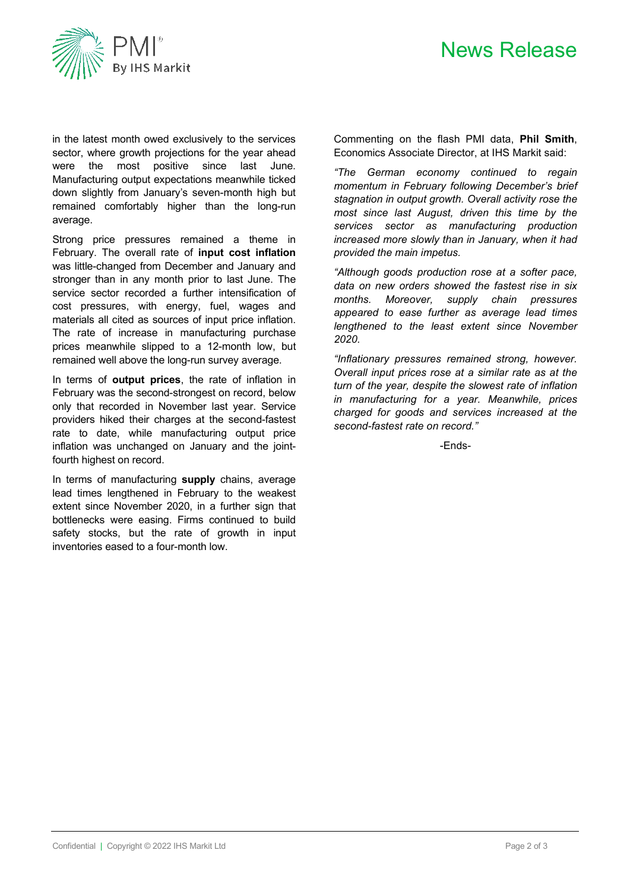in the latest month owed exclusively to the services sector, where growth projections for the year ahead were the most positive since last June. Manufacturing output expectations meanwhile ticked down slightly from January's seven-month high but remained comfortably higher than the long-run average.

Strong price pressures remained a theme in February. The overall rate of **input cost inflation** was little-changed from December and January and stronger than in any month prior to last June. The service sector recorded a further intensification of cost pressures, with energy, fuel, wages and materials all cited as sources of input price inflation. The rate of increase in manufacturing purchase prices meanwhile slipped to a 12-month low, but remained well above the long-run survey average.

In terms of **output prices**, the rate of inflation in February was the second-strongest on record, below only that recorded in November last year. Service providers hiked their charges at the second-fastest rate to date, while manufacturing output price inflation was unchanged on January and the joint-fourth highest on record.

In terms of manufacturing **supply** chains, average lead times lengthened in February to the weakest extent since November 2020, in a further sign that bottlenecks were easing. Firms continued to build safety stocks, but the rate of growth in input inventories eased to a four-month low.

Commenting on the flash PMI data, **Phil Smith**, Economics Associate Director, at IHS Markit said:

*"The German economy continued to regain momentum in February following December's brief stagnation in output growth. Overall activity rose the most since last August, driven this time by the services sector as manufacturing production increased more slowly than in January, when it had provided the main impetus.*

*"Although goods production rose at a softer pace, data on new orders showed the fastest rise in six months. Moreover, supply chain pressures appeared to ease further as average lead times lengthened to the least extent since November 2020.*

*"Inflationary pressures remained strong, however. Overall input prices rose at a similar rate as at the turn of the year, despite the slowest rate of inflation in manufacturing for a year. Meanwhile, prices charged for goods and services increased at the second-fastest rate on record."*

-Ends-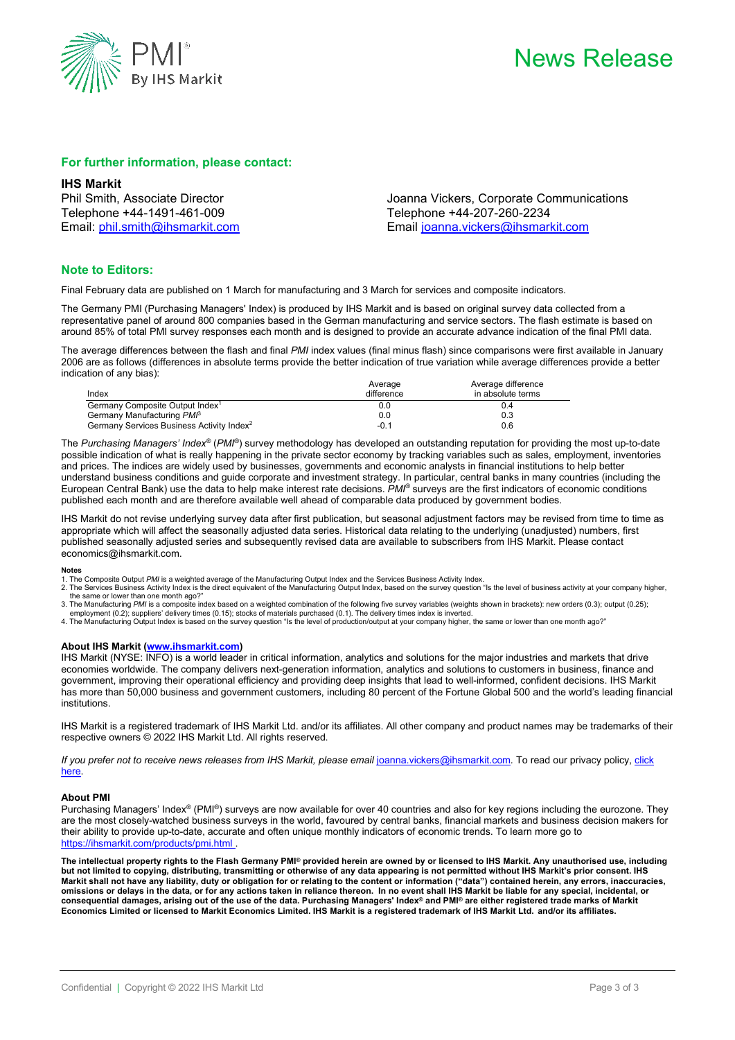## For further information, please contact:

**IHS Markit**
Phil Smith, Associate Director
Telephone +44-1491-461-009
Email: phil.smith@ihsmarkit.com

Joanna Vickers, Corporate Communications
Telephone +44-207-260-2234
Email joanna.vickers@ihsmarkit.com

## Note to Editors:

Final February data are published on 1 March for manufacturing and 3 March for services and composite indicators.

The Germany PMI (Purchasing Managers' Index) is produced by IHS Markit and is based on original survey data collected from a representative panel of around 800 companies based in the German manufacturing and service sectors. The flash estimate is based on around 85% of total PMI survey responses each month and is designed to provide an accurate advance indication of the final PMI data.

The average differences between the flash and final *PMI* index values (final minus flash) since comparisons were first available in January 2006 are as follows (differences in absolute terms provide the better indication of true variation while average differences provide a better indication of any bias):

| Index | Average difference | Average difference in absolute terms |
|---|---|---|
| Germany Composite Output Index[1] | 0.0 | 0.4 |
| Germany Manufacturing *PMI*[3] | 0.0 | 0.3 |
| Germany Services Business Activity Index[2] | -0.1 | 0.6 |

The *Purchasing Managers' Index*® (*PMI*®) survey methodology has developed an outstanding reputation for providing the most up-to-date possible indication of what is really happening in the private sector economy by tracking variables such as sales, employment, inventories and prices. The indices are widely used by businesses, governments and economic analysts in financial institutions to help better understand business conditions and guide corporate and investment strategy. In particular, central banks in many countries (including the European Central Bank) use the data to help make interest rate decisions. *PMI*® surveys are the first indicators of economic conditions published each month and are therefore available well ahead of comparable data produced by government bodies.

IHS Markit do not revise underlying survey data after first publication, but seasonal adjustment factors may be revised from time to time as appropriate which will affect the seasonally adjusted data series. Historical data relating to the underlying (unadjusted) numbers, first published seasonally adjusted series and subsequently revised data are available to subscribers from IHS Markit. Please contact economics@ihsmarkit.com.

**Notes**

1. The Composite Output *PMI* is a weighted average of the Manufacturing Output Index and the Services Business Activity Index.
2. The Services Business Activity Index is the direct equivalent of the Manufacturing Output Index, based on the survey question "Is the level of business activity at your company higher, the same or lower than one month ago?"
3. The Manufacturing *PMI* is a composite index based on a weighted combination of the following five survey variables (weights shown in brackets): new orders (0.3); output (0.25); employment (0.2); suppliers' delivery times (0.15); stocks of materials purchased (0.1). The delivery times index is inverted.
4. The Manufacturing Output Index is based on the survey question "Is the level of production/output at your company higher, the same or lower than one month ago?"

**About IHS Markit (www.ihsmarkit.com)**

IHS Markit (NYSE: INFO) is a world leader in critical information, analytics and solutions for the major industries and markets that drive economies worldwide. The company delivers next-generation information, analytics and solutions to customers in business, finance and government, improving their operational efficiency and providing deep insights that lead to well-informed, confident decisions. IHS Markit has more than 50,000 business and government customers, including 80 percent of the Fortune Global 500 and the world's leading financial institutions.

IHS Markit is a registered trademark of IHS Markit Ltd. and/or its affiliates. All other company and product names may be trademarks of their respective owners © 2022 IHS Markit Ltd. All rights reserved.

*If you prefer not to receive news releases from IHS Markit, please email* joanna.vickers@ihsmarkit.com. To read our privacy policy, click here.

**About PMI**

Purchasing Managers' Index® (PMI®) surveys are now available for over 40 countries and also for key regions including the eurozone. They are the most closely-watched business surveys in the world, favoured by central banks, financial markets and business decision makers for their ability to provide up-to-date, accurate and often unique monthly indicators of economic trends. To learn more go to https://ihsmarkit.com/products/pmi.html .

**The intellectual property rights to the Flash Germany PMI® provided herein are owned by or licensed to IHS Markit. Any unauthorised use, including but not limited to copying, distributing, transmitting or otherwise of any data appearing is not permitted without IHS Markit's prior consent. IHS Markit shall not have any liability, duty or obligation for or relating to the content or information ("data") contained herein, any errors, inaccuracies, omissions or delays in the data, or for any actions taken in reliance thereon. In no event shall IHS Markit be liable for any special, incidental, or consequential damages, arising out of the use of the data. Purchasing Managers' Index® and PMI® are either registered trade marks of Markit Economics Limited or licensed to Markit Economics Limited. IHS Markit is a registered trademark of IHS Markit Ltd. and/or its affiliates.**